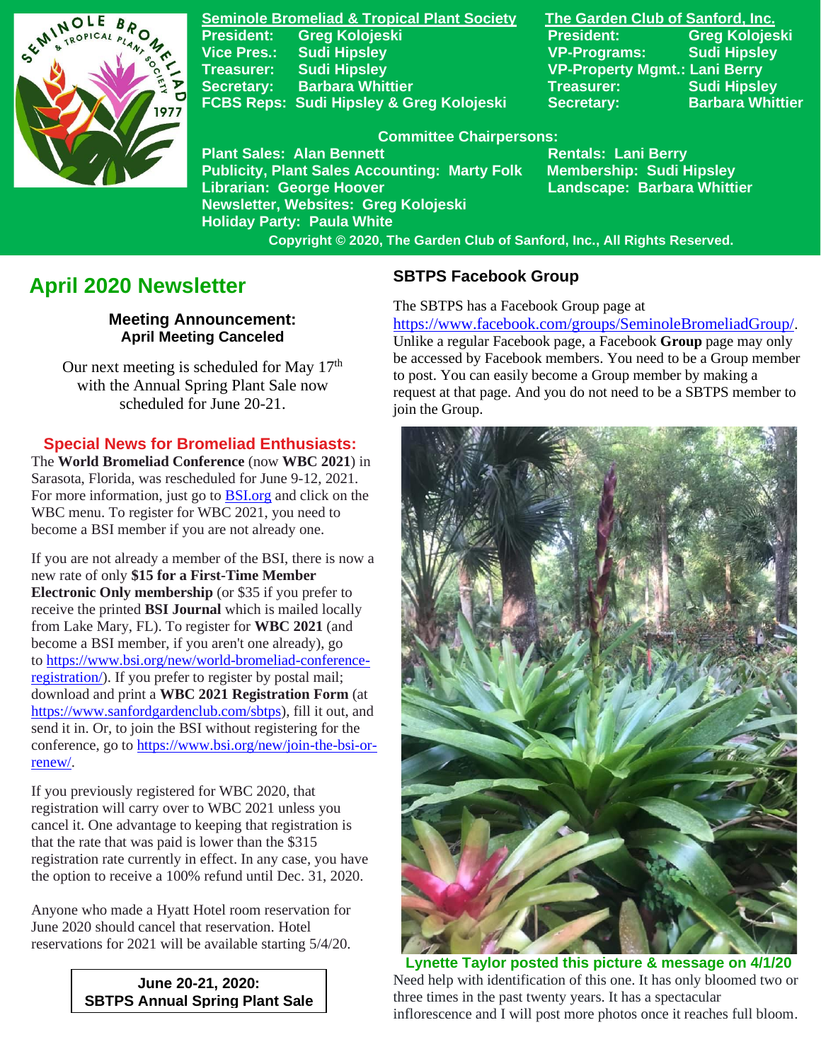**Seminole Bromeliad & Tropical Plant Society**

President: Greg Kolojeski
Vice Pres.: Sudi Hipsley
Treasurer: Sudi Hipsley
Secretary: Barbara Whittier
FCBS Reps: Sudi Hipsley & Greg Kolojeski

**The Garden Club of Sanford, Inc.**

President: Greg Kolojeski
VP-Programs: Sudi Hipsley
VP-Property Mgmt.: Lani Berry
Treasurer: Sudi Hipsley
Secretary: Barbara Whittier

**Committee Chairpersons:**

Plant Sales: Alan Bennett
Publicity, Plant Sales Accounting: Marty Folk
Librarian: George Hoover
Newsletter, Websites: Greg Kolojeski
Holiday Party: Paula White
Rentals: Lani Berry
Membership: Sudi Hipsley
Landscape: Barbara Whittier

Copyright © 2020, The Garden Club of Sanford, Inc., All Rights Reserved.

# April 2020 Newsletter

### Meeting Announcement: April Meeting Canceled

Our next meeting is scheduled for May 17th with the Annual Spring Plant Sale now scheduled for June 20-21.

## Special News for Bromelian Enthusiasts:

The **World Bromeliad Conference** (now **WBC 2021**) in Sarasota, Florida, was rescheduled for June 9-12, 2021. For more information, just go to BSI.org and click on the WBC menu. To register for WBC 2021, you need to become a BSI member if you are not already one.

If you are not already a member of the BSI, there is now a new rate of only **$15 for a First-Time Member Electronic Only membership** (or $35 if you prefer to receive the printed **BSI Journal** which is mailed locally from Lake Mary, FL). To register for **WBC 2021** (and become a BSI member, if you aren't one already), go to https://www.bsi.org/new/world-bromeliad-conference-registration/). If you prefer to register by postal mail; download and print a **WBC 2021 Registration Form** (at https://www.sanfordgardenclub.com/sbtps), fill it out, and send it in. Or, to join the BSI without registering for the conference, go to https://www.bsi.org/new/join-the-bsi-or-renew/.

If you previously registered for WBC 2020, that registration will carry over to WBC 2021 unless you cancel it. One advantage to keeping that registration is that the rate that was paid is lower than the $315 registration rate currently in effect. In any case, you have the option to receive a 100% refund until Dec. 31, 2020.

Anyone who made a Hyatt Hotel room reservation for June 2020 should cancel that reservation. Hotel reservations for 2021 will be available starting 5/4/20.

**June 20-21, 2020:**
**SBTPS Annual Spring Plant Sale**

## SBTPS Facebook Group

The SBTPS has a Facebook Group page at https://www.facebook.com/groups/SeminoleBromeliadGroup/. Unlike a regular Facebook page, a Facebook **Group** page may only be accessed by Facebook members. You need to be a Group member to post. You can easily become a Group member by making a request at that page. And you do not need to be a SBTPS member to join the Group.

**Lynette Taylor posted this picture & message on 4/1/20**

Need help with identification of this one. It has only bloomed two or three times in the past twenty years. It has a spectacular inflorescence and I will post more photos once it reaches full bloom.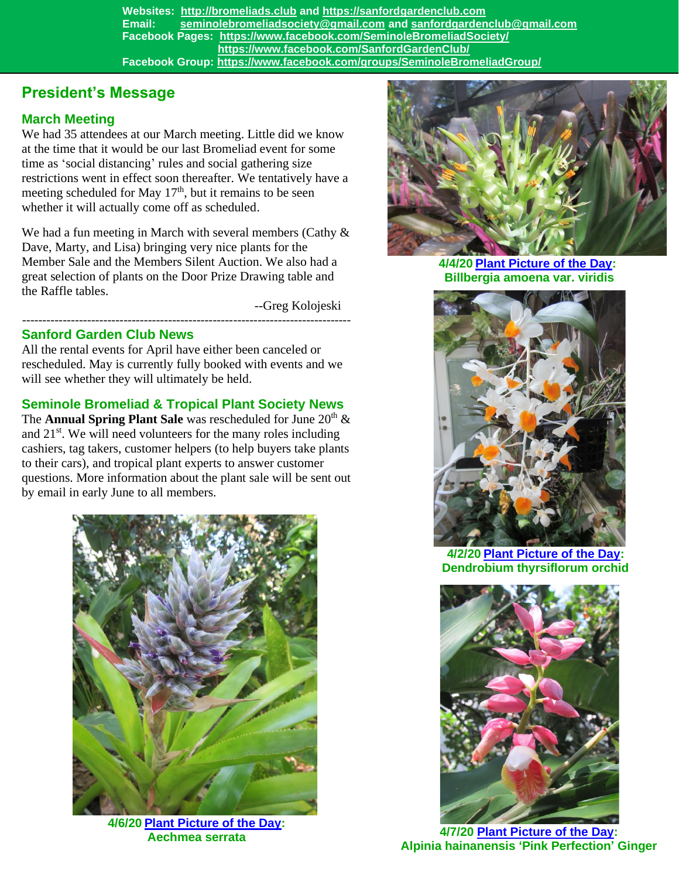**Websites:** http://bromeliads.club and https://sanfordgardenclub.com
**Email:** seminolebromeliadsociety@gmail.com and sanfordgardenclub@gmail.com
**Facebook Pages:** https://www.facebook.com/SeminoleBromeliadSociety/
https://www.facebook.com/SanfordGardenClub/
**Facebook Group:** https://www.facebook.com/groups/SeminoleBromeliadGroup/

## President's Message

### March Meeting

We had 35 attendees at our March meeting. Little did we know at the time that it would be our last Bromeliad event for some time as 'social distancing' rules and social gathering size restrictions went in effect soon thereafter. We tentatively have a meeting scheduled for May 17th, but it remains to be seen whether it will actually come off as scheduled.

We had a fun meeting in March with several members (Cathy & Dave, Marty, and Lisa) bringing very nice plants for the Member Sale and the Members Silent Auction. We also had a great selection of plants on the Door Prize Drawing table and the Raffle tables.

--Greg Kolojeski

---

### Sanford Garden Club News

All the rental events for April have either been canceled or rescheduled. May is currently fully booked with events and we will see whether they will ultimately be held.

### Seminole Bromeliad & Tropical Plant Society News

The **Annual Spring Plant Sale** was rescheduled for June 20th & and 21st. We will need volunteers for the many roles including cashiers, tag takers, customer helpers (to help buyers take plants to their cars), and tropical plant experts to answer customer questions. More information about the plant sale will be sent out by email in early June to all members.

**4/6/20 Plant Picture of the Day: Aechmea serrata**

**4/4/20 Plant Picture of the Day: Billbergia amoena var. viridis**

**4/2/20 Plant Picture of the Day: Dendrobium thyrsiflorum orchid**

**4/7/20 Plant Picture of the Day: Alpinia hainanensis 'Pink Perfection' Ginger**